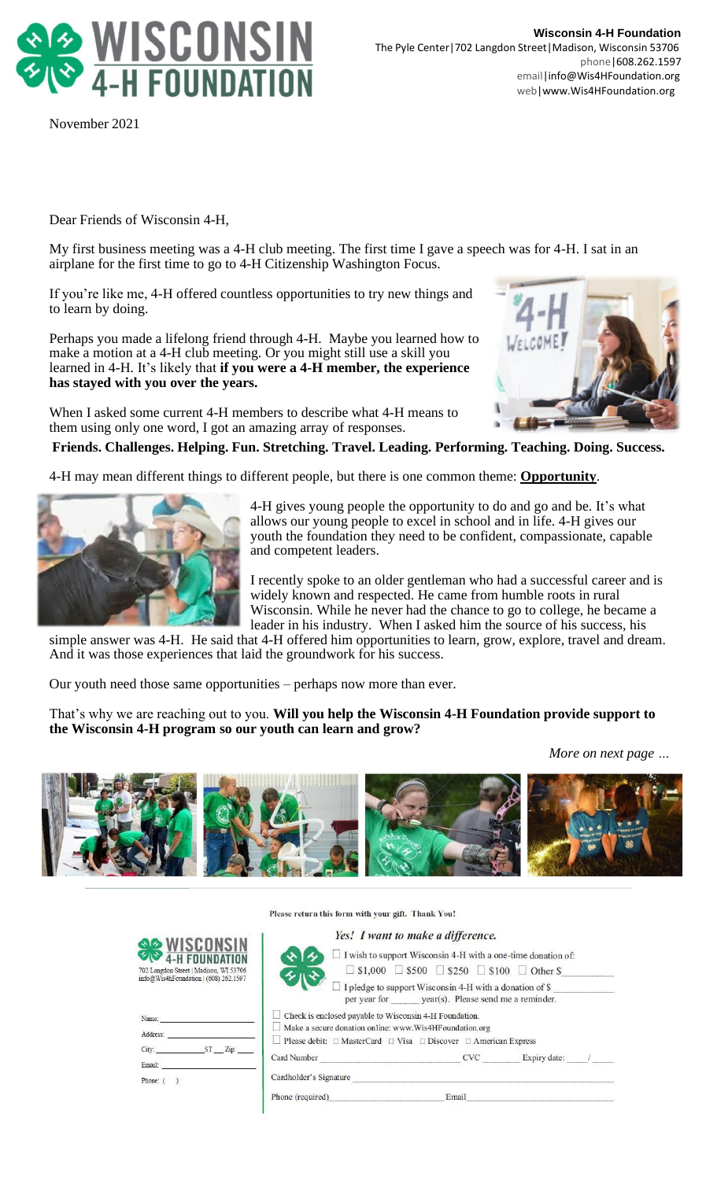# WISCONSIN 4-H FOUNDATION

**Wisconsin 4-H Foundation**
The Pyle Center | 702 Langdon Street | Madison, Wisconsin 53706
phone | 608.262.1597
email | info@Wis4HFoundation.org
web | www.Wis4HFoundation.org

November 2021

Dear Friends of Wisconsin 4-H,

My first business meeting was a 4-H club meeting. The first time I gave a speech was for 4-H. I sat in an airplane for the first time to go to 4-H Citizenship Washington Focus.

If you're like me, 4-H offered countless opportunities to try new things and to learn by doing.

Perhaps you made a lifelong friend through 4-H. Maybe you learned how to make a motion at a 4-H club meeting. Or you might still use a skill you learned in 4-H. It's likely that **if you were a 4-H member, the experience has stayed with you over the years.**

When I asked some current 4-H members to describe what 4-H means to them using only one word, I got an amazing array of responses.

**Friends. Challenges. Helping. Fun. Stretching. Travel. Leading. Performing. Teaching. Doing. Success.**

4-H may mean different things to different people, but there is one common theme: **Opportunity**.

4-H gives young people the opportunity to do and go and be. It's what allows our young people to excel in school and in life. 4-H gives our youth the foundation they need to be confident, compassionate, capable and competent leaders.

I recently spoke to an older gentleman who had a successful career and is widely known and respected. He came from humble roots in rural Wisconsin. While he never had the chance to go to college, he became a leader in his industry. When I asked him the source of his success, his simple answer was 4-H. He said that 4-H offered him opportunities to learn, grow, explore, travel and dream. And it was those experiences that laid the groundwork for his success.

Our youth need those same opportunities – perhaps now more than ever.

That's why we are reaching out to you. **Will you help the Wisconsin 4-H Foundation provide support to the Wisconsin 4-H program so our youth can learn and grow?**

*More on next page …*

---

Please return this form with your gift. Thank You!

WISCONSIN 4-H FOUNDATION
702 Langdon Street | Madison, WI 53706
info@Wis4hFoundation | (608) 262.1597

Name: \_\_\_\_\_\_\_\_\_\_
Address: \_\_\_\_\_\_\_\_\_\_
City: \_\_\_\_\_\_ ST \_\_ Zip: \_\_\_\_
Email: \_\_\_\_\_\_\_\_\_\_
Phone: (   )

*Yes! I want to make a difference.*

☐ I wish to support Wisconsin 4-H with a one-time donation of:
☐ $1,000 ☐ $500 ☐ $250 ☐ $100 ☐ Other $\_\_\_\_\_\_

☐ I pledge to support Wisconsin 4-H with a donation of $\_\_\_\_\_\_ per year for \_\_\_\_\_ year(s). Please send me a reminder.

☐ Check is enclosed payable to Wisconsin 4-H Foundation.
☐ Make a secure donation online: www.Wis4HFoundation.org
☐ Please debit: ☐ MasterCard ☐ Visa ☐ Discover ☐ American Express

Card Number \_\_\_\_\_\_\_\_\_\_ CVC \_\_\_\_\_ Expiry date: \_\_\_/\_\_\_

Cardholder's Signature \_\_\_\_\_\_\_\_\_\_

Phone (required) \_\_\_\_\_\_\_\_\_\_ Email \_\_\_\_\_\_\_\_\_\_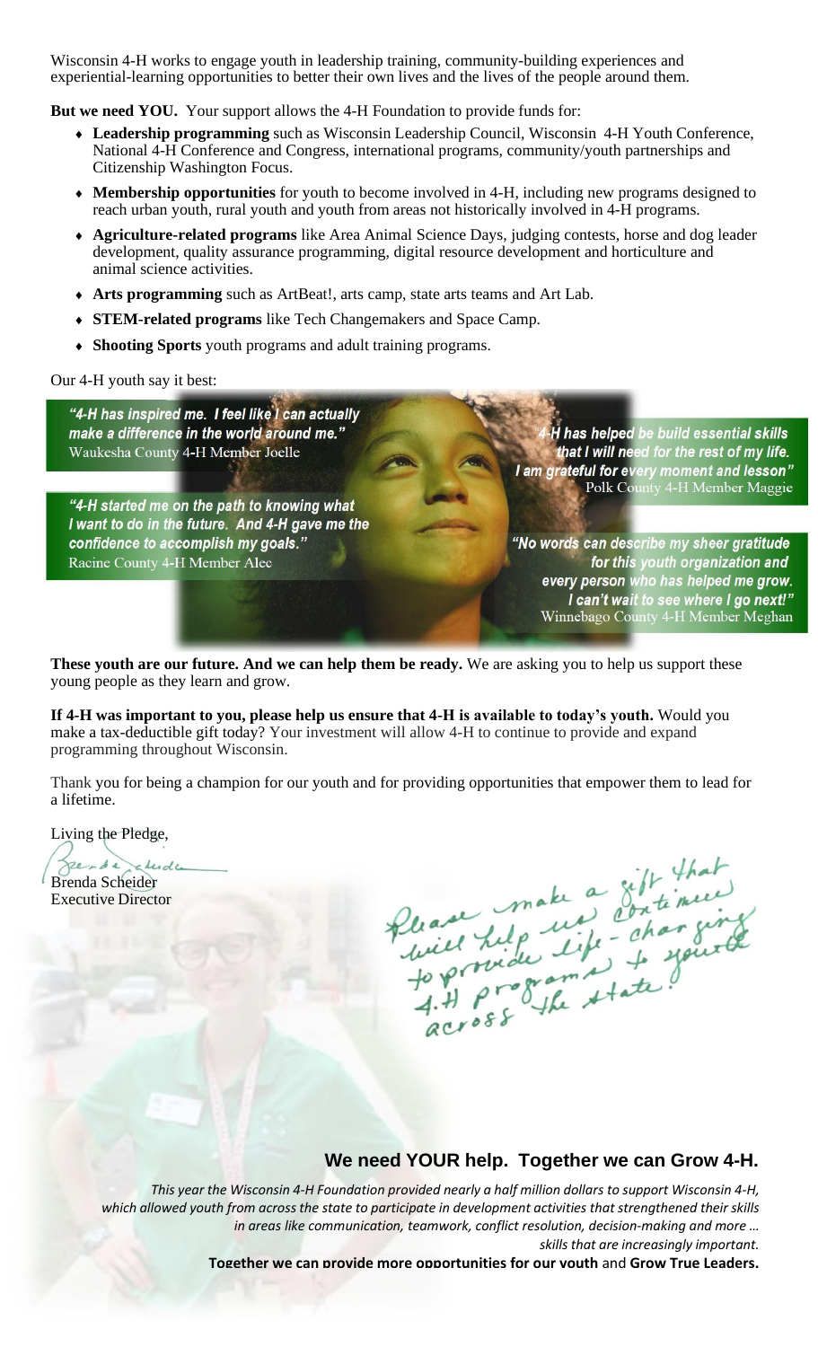Wisconsin 4-H works to engage youth in leadership training, community-building experiences and experiential-learning opportunities to better their own lives and the lives of the people around them.

**But we need YOU.** Your support allows the 4-H Foundation to provide funds for:

- **Leadership programming** such as Wisconsin Leadership Council, Wisconsin 4-H Youth Conference, National 4-H Conference and Congress, international programs, community/youth partnerships and Citizenship Washington Focus.
- **Membership opportunities** for youth to become involved in 4-H, including new programs designed to reach urban youth, rural youth and youth from areas not historically involved in 4-H programs.
- **Agriculture-related programs** like Area Animal Science Days, judging contests, horse and dog leader development, quality assurance programming, digital resource development and horticulture and animal science activities.
- **Arts programming** such as ArtBeat!, arts camp, state arts teams and Art Lab.
- **STEM-related programs** like Tech Changemakers and Space Camp.
- **Shooting Sports** youth programs and adult training programs.

Our 4-H youth say it best:

***"4-H has inspired me. I feel like I can actually make a difference in the world around me."***
Waukesha County 4-H Member Joelle

***"4-H started me on the path to knowing what I want to do in the future. And 4-H gave me the confidence to accomplish my goals."***
Racine County 4-H Member Alec

***"4-H has helped be build essential skills that I will need for the rest of my life. I am grateful for every moment and lesson"***
Polk County 4-H Member Maggie

***"No words can describe my sheer gratitude for this youth organization and every person who has helped me grow. I can't wait to see where I go next!"***
Winnebago County 4-H Member Meghan

**These youth are our future. And we can help them be ready.** We are asking you to help us support these young people as they learn and grow.

**If 4-H was important to you, please help us ensure that 4-H is available to today's youth.** Would you make a tax-deductible gift today? Your investment will allow 4-H to continue to provide and expand programming throughout Wisconsin.

Thank you for being a champion for our youth and for providing opportunities that empower them to lead for a lifetime.

Living the Pledge,

Brenda Scheider
Executive Director

Please make a gift that will help us continue to provide life-changing 4-H programs to youth across the state!

## We need YOUR help. Together we can Grow 4-H.

*This year the Wisconsin 4-H Foundation provided nearly a half million dollars to support Wisconsin 4-H, which allowed youth from across the state to participate in development activities that strengthened their skills in areas like communication, teamwork, conflict resolution, decision-making and more … skills that are increasingly important.*

**Together we can provide more opportunities for our youth** and **Grow True Leaders.**